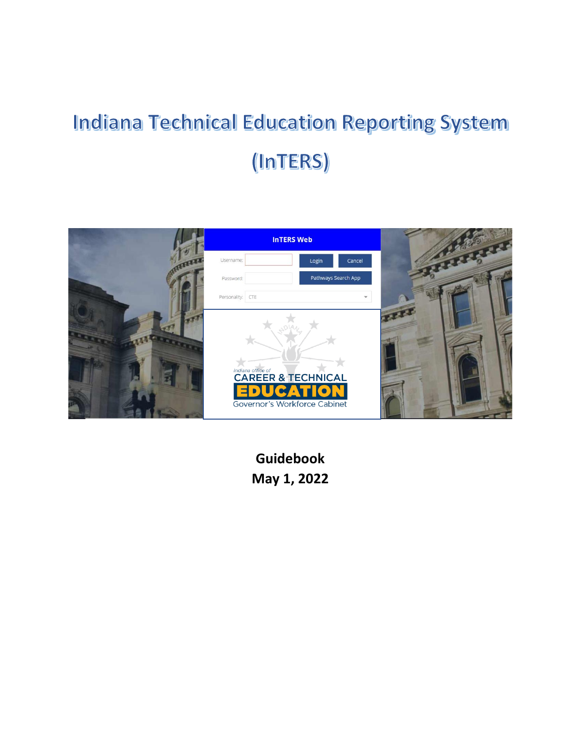# Indiana Technical Education Reporting System

# (InTERS)

**Guidebook**
**May 1, 2022**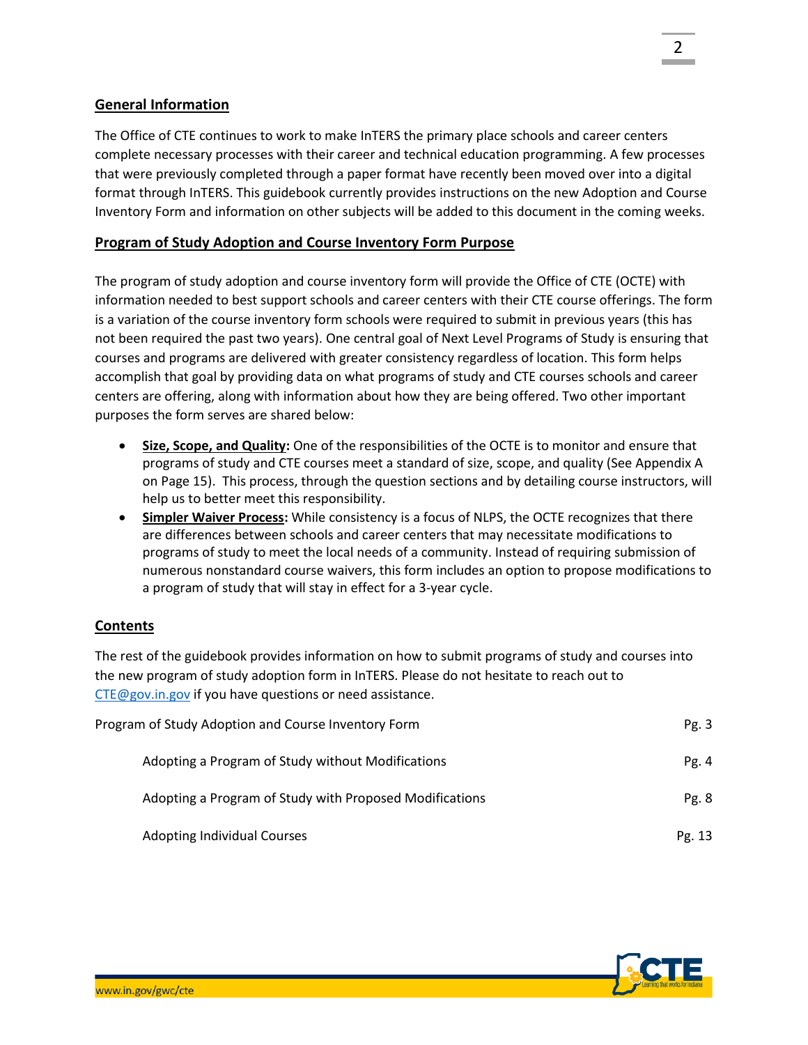## General Information

The Office of CTE continues to work to make InTERS the primary place schools and career centers complete necessary processes with their career and technical education programming. A few processes that were previously completed through a paper format have recently been moved over into a digital format through InTERS. This guidebook currently provides instructions on the new Adoption and Course Inventory Form and information on other subjects will be added to this document in the coming weeks.

## Program of Study Adoption and Course Inventory Form Purpose

The program of study adoption and course inventory form will provide the Office of CTE (OCTE) with information needed to best support schools and career centers with their CTE course offerings. The form is a variation of the course inventory form schools were required to submit in previous years (this has not been required the past two years). One central goal of Next Level Programs of Study is ensuring that courses and programs are delivered with greater consistency regardless of location. This form helps accomplish that goal by providing data on what programs of study and CTE courses schools and career centers are offering, along with information about how they are being offered. Two other important purposes the form serves are shared below:

- **Size, Scope, and Quality:** One of the responsibilities of the OCTE is to monitor and ensure that programs of study and CTE courses meet a standard of size, scope, and quality (See Appendix A on Page 15). This process, through the question sections and by detailing course instructors, will help us to better meet this responsibility.
- **Simpler Waiver Process:** While consistency is a focus of NLPS, the OCTE recognizes that there are differences between schools and career centers that may necessitate modifications to programs of study to meet the local needs of a community. Instead of requiring submission of numerous nonstandard course waivers, this form includes an option to propose modifications to a program of study that will stay in effect for a 3-year cycle.

## Contents

The rest of the guidebook provides information on how to submit programs of study and courses into the new program of study adoption form in InTERS. Please do not hesitate to reach out to CTE@gov.in.gov if you have questions or need assistance.

| | |
|---|---|
| Program of Study Adoption and Course Inventory Form | Pg. 3 |
| Adopting a Program of Study without Modifications | Pg. 4 |
| Adopting a Program of Study with Proposed Modifications | Pg. 8 |
| Adopting Individual Courses | Pg. 13 |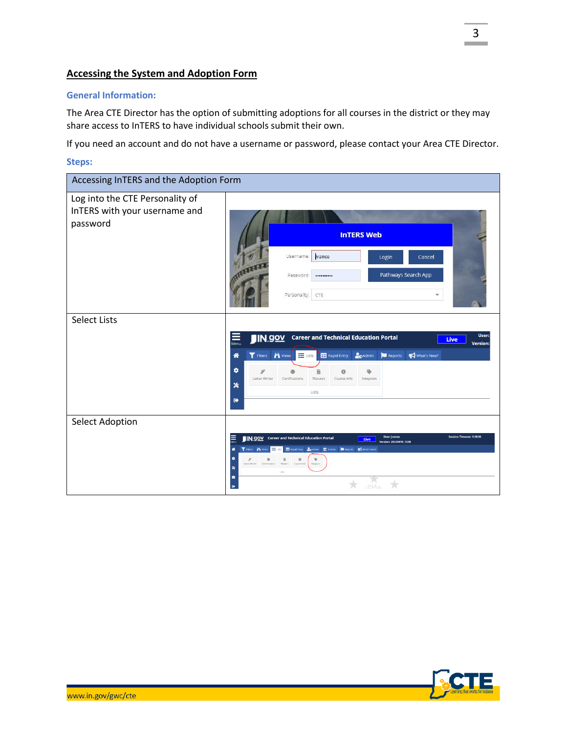## Accessing the System and Adoption Form

### General Information:

The Area CTE Director has the option of submitting adoptions for all courses in the district or they may share access to InTERS to have individual schools submit their own.

If you need an account and do not have a username or password, please contact your Area CTE Director.

### Steps:

| Accessing InTERS and the Adoption Form | |
|---|---|
| Log into the CTE Personality of InTERS with your username and password | |
| Select Lists | |
| Select Adoption | |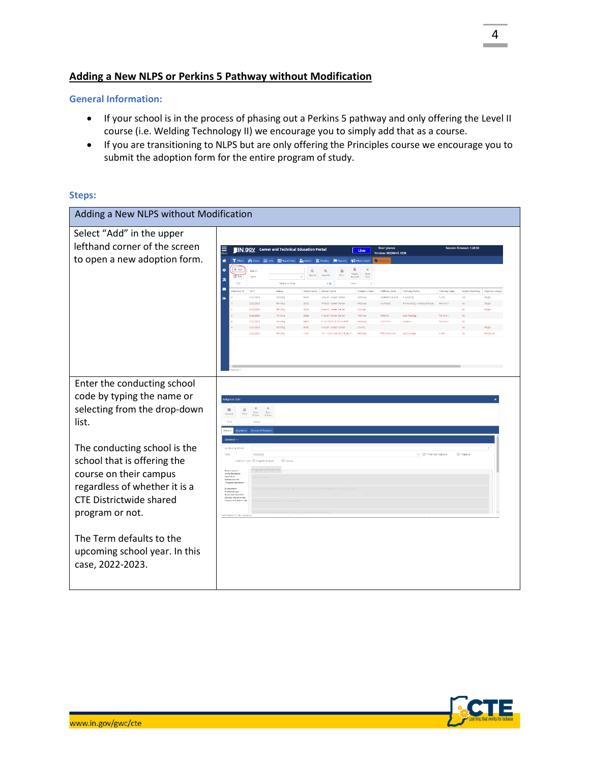## Adding a New NLPS or Perkins 5 Pathway without Modification

### General Information:

- If your school is in the process of phasing out a Perkins 5 pathway and only offering the Level II course (i.e. Welding Technology II) we encourage you to simply add that as a course.
- If you are transitioning to NLPS but are only offering the Principles course we encourage you to submit the adoption form for the entire program of study.

### Steps:

| Adding a New NLPS without Modification | |
|---|---|
| Select “Add” in the upper lefthand corner of the screen to open a new adoption form. | |
| Enter the conducting school code by typing the name or selecting from the drop-down list.<br><br>The conducting school is the school that is offering the course on their campus regardless of whether it is a CTE Districtwide shared program or not.<br><br>The Term defaults to the upcoming school year. In this case, 2022-2023. | |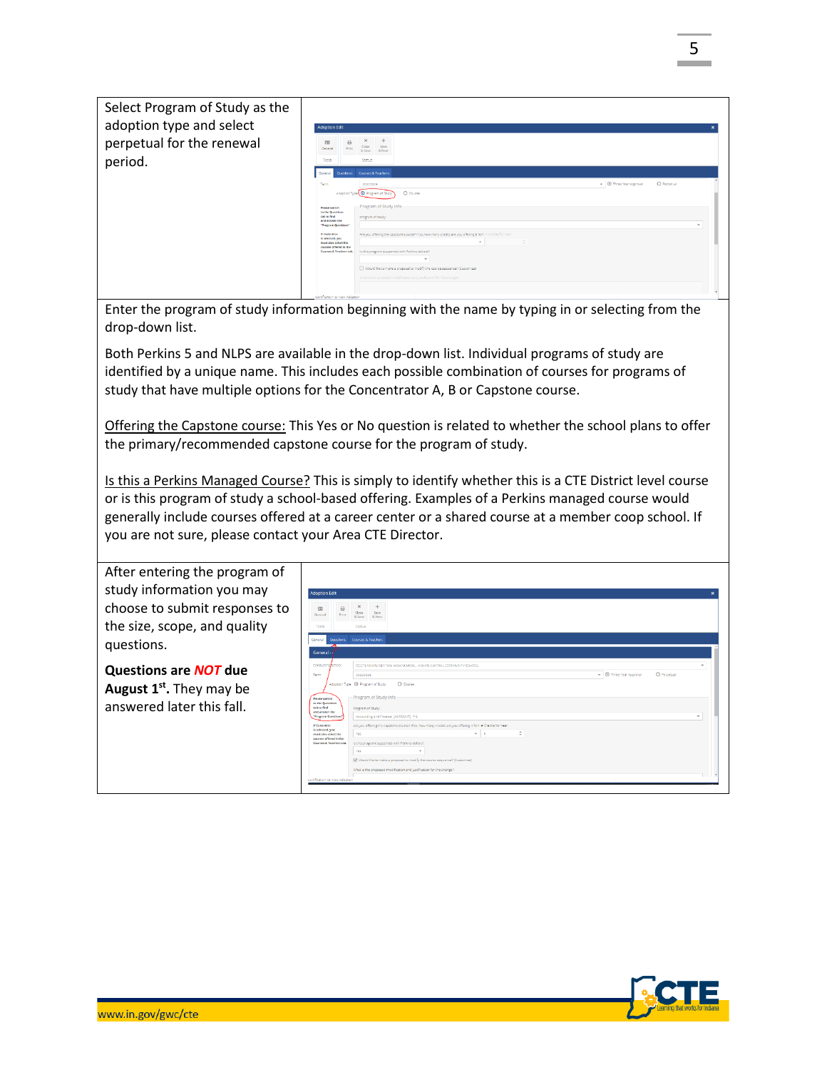| | |
|---|---|
| Select Program of Study as the adoption type and select perpetual for the renewal period. | |
| Enter the program of study information beginning with the name by typing in or selecting from the drop-down list.<br><br>Both Perkins 5 and NLPS are available in the drop-down list. Individual programs of study are identified by a unique name. This includes each possible combination of courses for programs of study that have multiple options for the Concentrator A, B or Capstone course.<br><br>Offering the Capstone course: This Yes or No question is related to whether the school plans to offer the primary/recommended capstone course for the program of study.<br><br>Is this a Perkins Managed Course? This is simply to identify whether this is a CTE District level course or is this program of study a school-based offering. Examples of a Perkins managed course would generally include courses offered at a career center or a shared course at a member coop school. If you are not sure, please contact your Area CTE Director. | |
| After entering the program of study information you may choose to submit responses to the size, scope, and quality questions.<br><br>**Questions are *NOT* due August 1st.** They may be answered later this fall. | |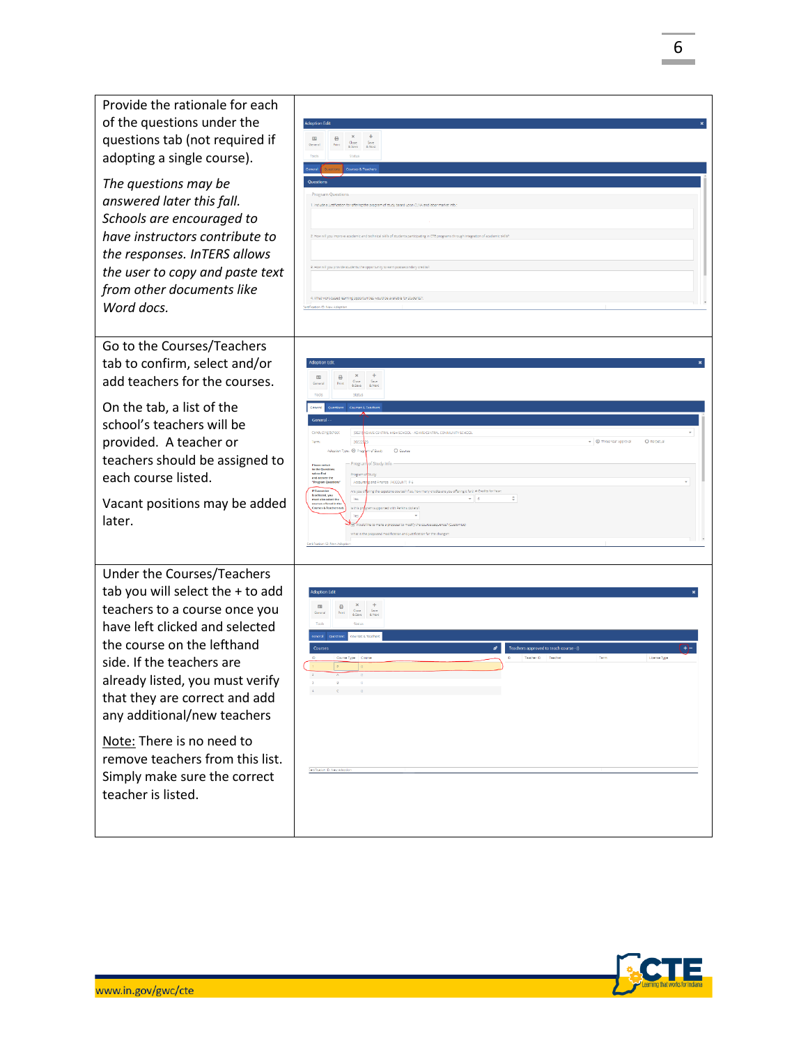| | |
|---|---|
| Provide the rationale for each of the questions under the questions tab (not required if adopting a single course).<br><br>*The questions may be answered later this fall. Schools are encouraged to have instructors contribute to the responses. InTERS allows the user to copy and paste text from other documents like Word docs.* | |
| Go to the Courses/Teachers tab to confirm, select and/or add teachers for the courses.<br><br>On the tab, a list of the school's teachers will be provided. A teacher or teachers should be assigned to each course listed.<br><br>Vacant positions may be added later. | |
| Under the Courses/Teachers tab you will select the + to add teachers to a course once you have left clicked and selected the course on the lefthand side. If the teachers are already listed, you must verify that they are correct and add any additional/new teachers<br><br>Note: There is no need to remove teachers from this list. Simply make sure the correct teacher is listed. | |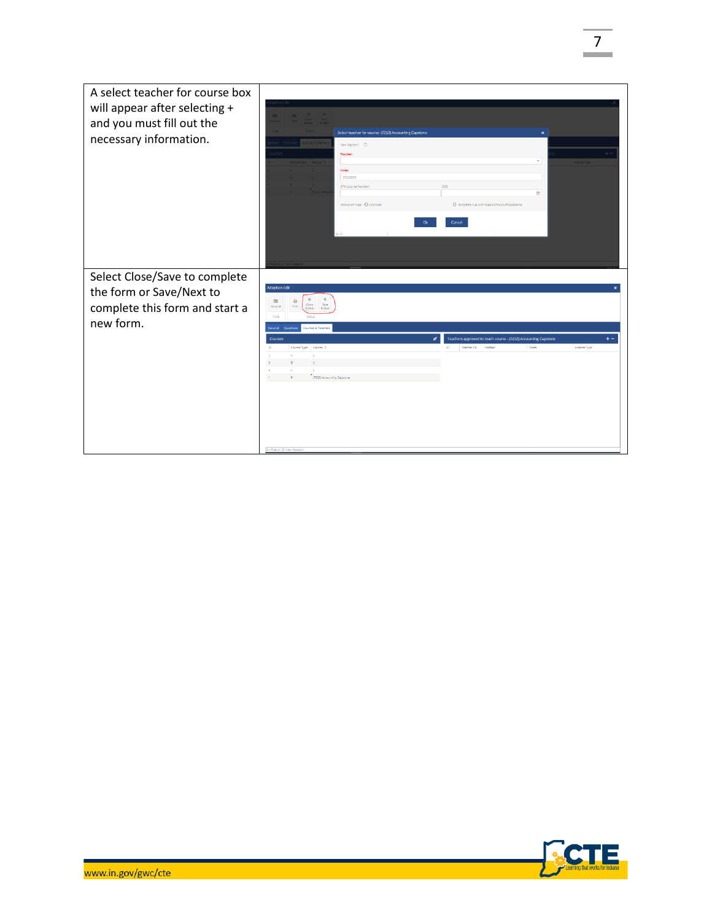| | |
|---|---|
| A select teacher for course box will appear after selecting + and you must fill out the necessary information. | |
| Select Close/Save to complete the form or Save/Next to complete this form and start a new form. | |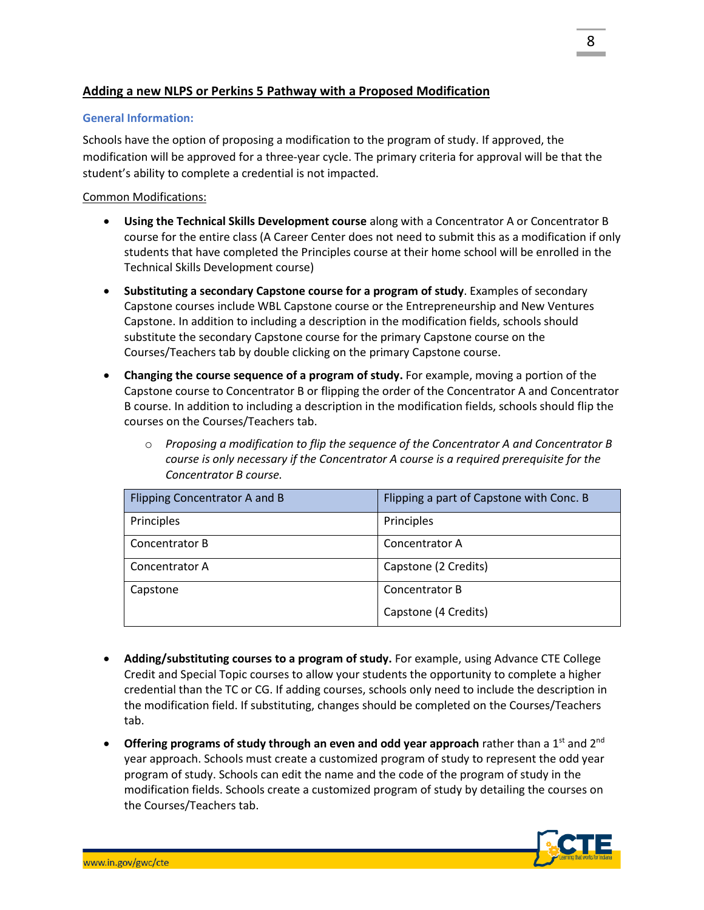## Adding a new NLPS or Perkins 5 Pathway with a Proposed Modification

### General Information:

Schools have the option of proposing a modification to the program of study. If approved, the modification will be approved for a three-year cycle. The primary criteria for approval will be that the student's ability to complete a credential is not impacted.

Common Modifications:

- **Using the Technical Skills Development course** along with a Concentrator A or Concentrator B course for the entire class (A Career Center does not need to submit this as a modification if only students that have completed the Principles course at their home school will be enrolled in the Technical Skills Development course)
- **Substituting a secondary Capstone course for a program of study**. Examples of secondary Capstone courses include WBL Capstone course or the Entrepreneurship and New Ventures Capstone. In addition to including a description in the modification fields, schools should substitute the secondary Capstone course for the primary Capstone course on the Courses/Teachers tab by double clicking on the primary Capstone course.
- **Changing the course sequence of a program of study.** For example, moving a portion of the Capstone course to Concentrator B or flipping the order of the Concentrator A and Concentrator B course. In addition to including a description in the modification fields, schools should flip the courses on the Courses/Teachers tab.
  - *Proposing a modification to flip the sequence of the Concentrator A and Concentrator B course is only necessary if the Concentrator A course is a required prerequisite for the Concentrator B course.*

| Flipping Concentrator A and B | Flipping a part of Capstone with Conc. B |
|---|---|
| Principles | Principles |
| Concentrator B | Concentrator A |
| Concentrator A | Capstone (2 Credits) |
| Capstone | Concentrator B<br>Capstone (4 Credits) |

- **Adding/substituting courses to a program of study.** For example, using Advance CTE College Credit and Special Topic courses to allow your students the opportunity to complete a higher credential than the TC or CG. If adding courses, schools only need to include the description in the modification field. If substituting, changes should be completed on the Courses/Teachers tab.
- **Offering programs of study through an even and odd year approach** rather than a 1st and 2nd year approach. Schools must create a customized program of study to represent the odd year program of study. Schools can edit the name and the code of the program of study in the modification fields. Schools create a customized program of study by detailing the courses on the Courses/Teachers tab.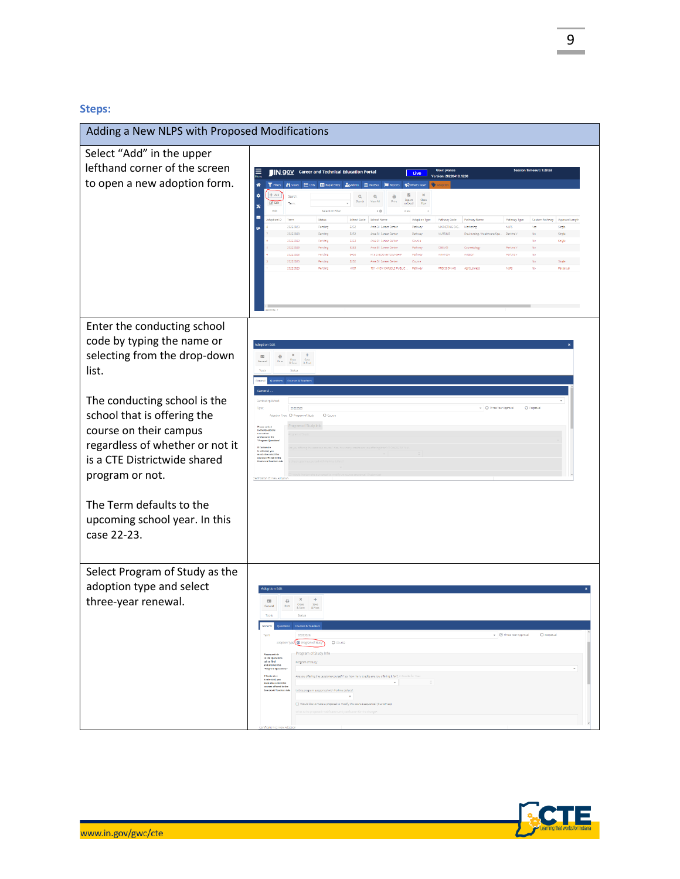**Steps:**

| Adding a New NLPS with Proposed Modifications | |
|---|---|
| Select "Add" in the upper lefthand corner of the screen to open a new adoption form. | |
| Enter the conducting school code by typing the name or selecting from the drop-down list.<br><br>The conducting school is the school that is offering the course on their campus regardless of whether or not it is a CTE Districtwide shared program or not.<br><br>The Term defaults to the upcoming school year. In this case 22-23. | |
| Select Program of Study as the adoption type and select three-year renewal. | |

www.in.gov/gwc/cte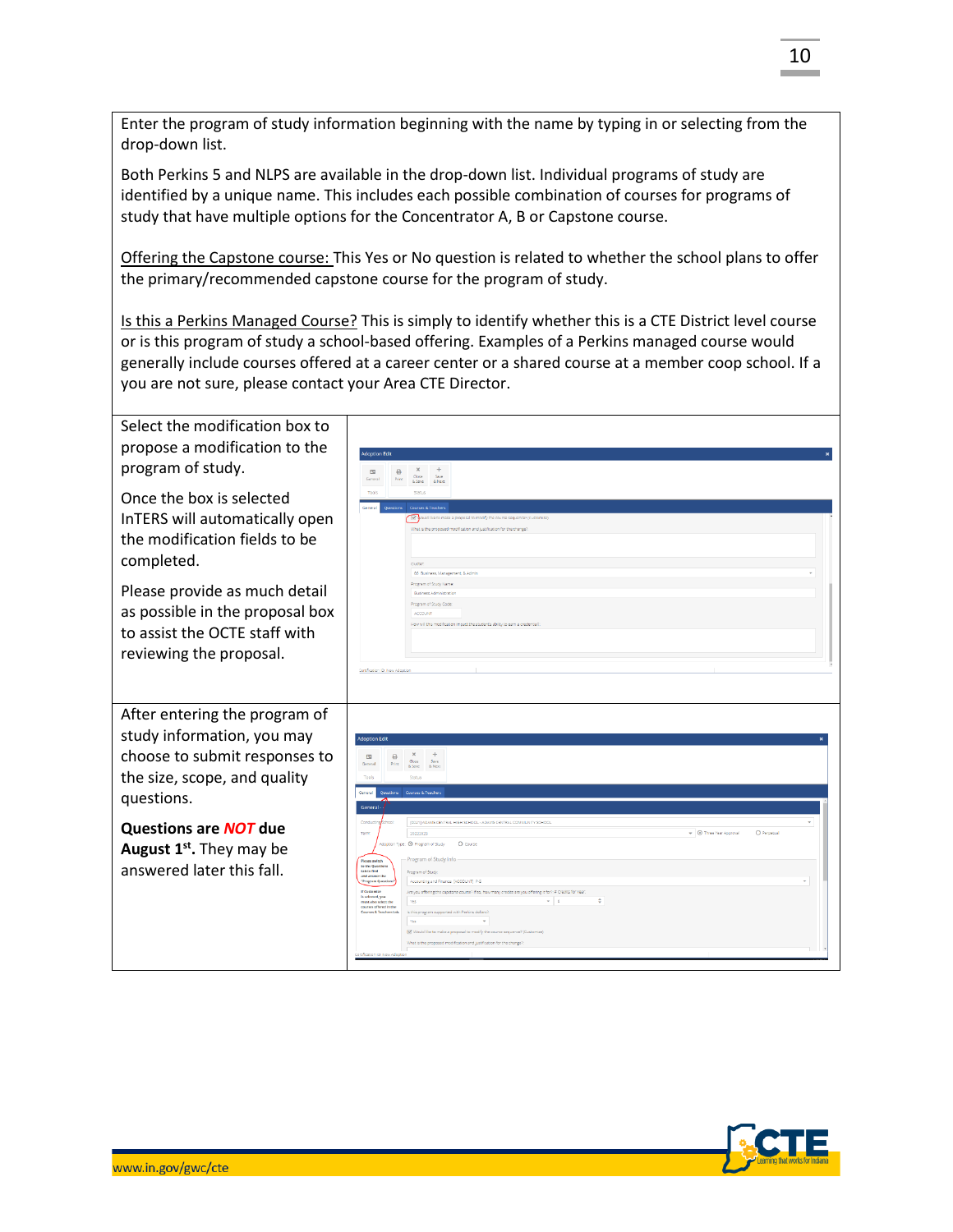Enter the program of study information beginning with the name by typing in or selecting from the drop-down list.

Both Perkins 5 and NLPS are available in the drop-down list. Individual programs of study are identified by a unique name. This includes each possible combination of courses for programs of study that have multiple options for the Concentrator A, B or Capstone course.

Offering the Capstone course: This Yes or No question is related to whether the school plans to offer the primary/recommended capstone course for the program of study.

Is this a Perkins Managed Course? This is simply to identify whether this is a CTE District level course or is this program of study a school-based offering. Examples of a Perkins managed course would generally include courses offered at a career center or a shared course at a member coop school. If a you are not sure, please contact your Area CTE Director.

| | |
|---|---|
| Select the modification box to propose a modification to the program of study.<br><br>Once the box is selected InTERS will automatically open the modification fields to be completed.<br><br>Please provide as much detail as possible in the proposal box to assist the OCTE staff with reviewing the proposal. | |
| After entering the program of study information, you may choose to submit responses to the size, scope, and quality questions.<br><br>**Questions are *NOT* due August 1st.** They may be answered later this fall. | |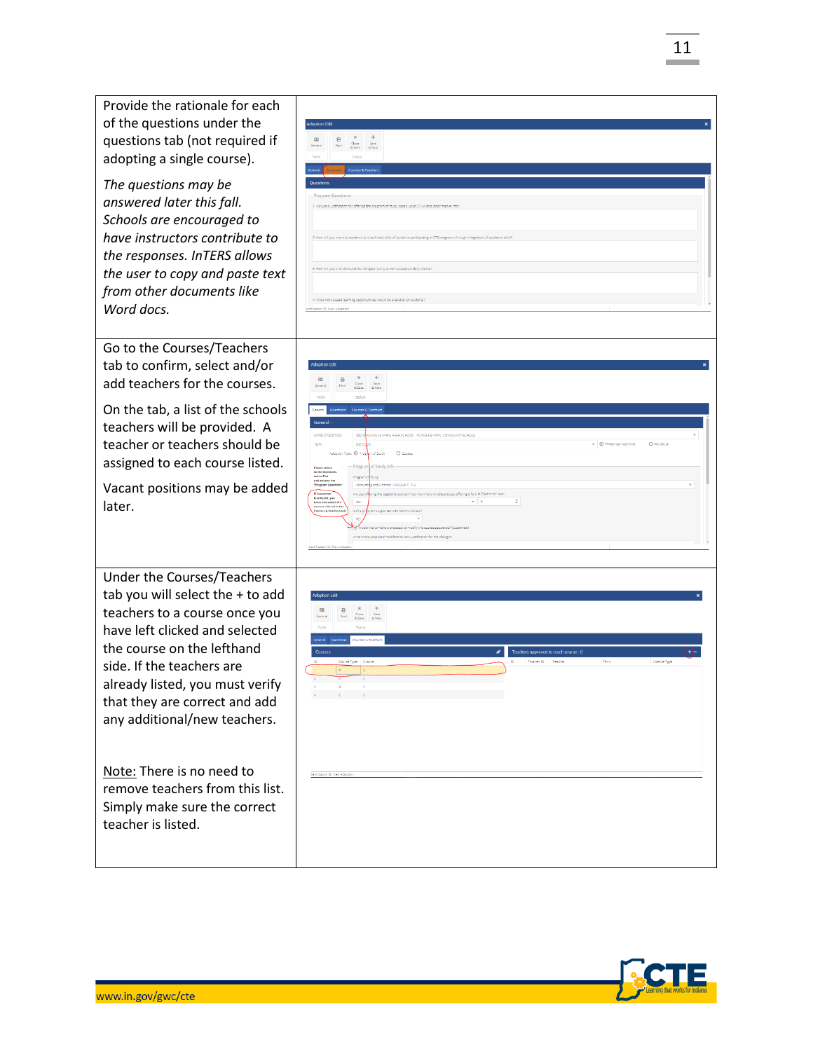| | |
|---|---|
| Provide the rationale for each of the questions under the questions tab (not required if adopting a single course).<br><br>*The questions may be answered later this fall. Schools are encouraged to have instructors contribute to the responses. InTERS allows the user to copy and paste text from other documents like Word docs.* | |
| Go to the Courses/Teachers tab to confirm, select and/or add teachers for the courses.<br><br>On the tab, a list of the schools teachers will be provided. A teacher or teachers should be assigned to each course listed.<br><br>Vacant positions may be added later. | |
| Under the Courses/Teachers tab you will select the + to add teachers to a course once you have left clicked and selected the course on the lefthand side. If the teachers are already listed, you must verify that they are correct and add any additional/new teachers.<br><br><u>Note:</u> There is no need to remove teachers from this list. Simply make sure the correct teacher is listed. | |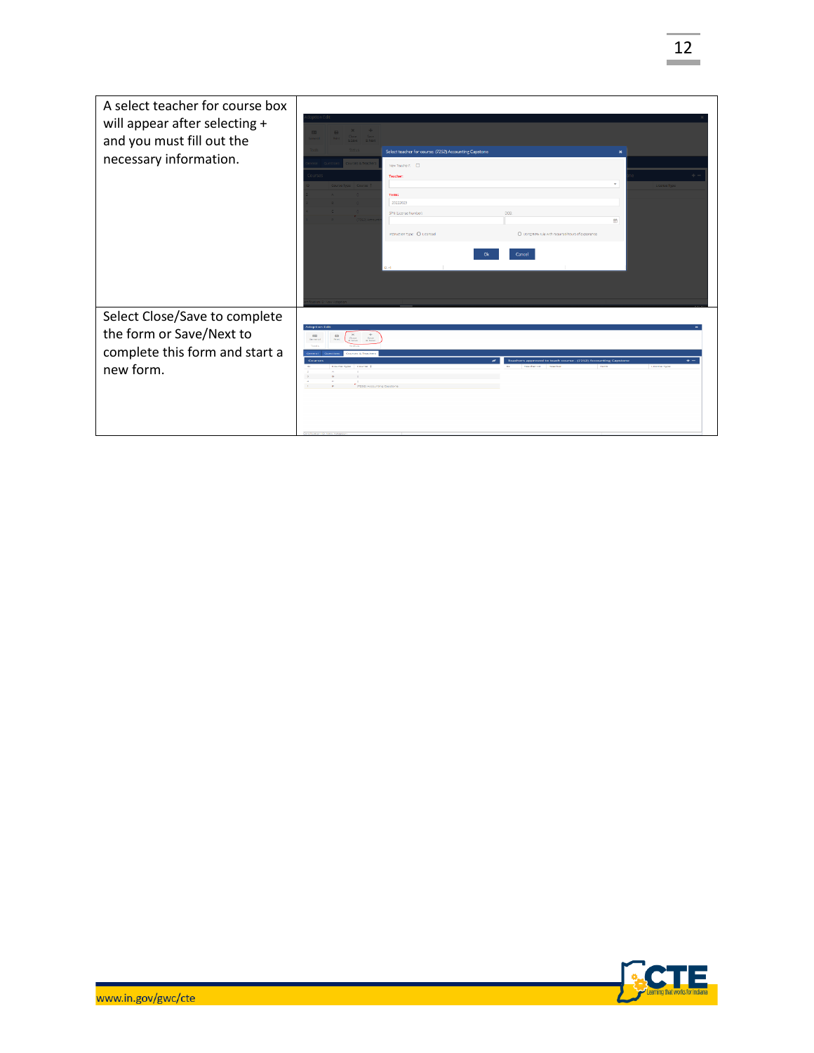| | |
|---|---|
| A select teacher for course box will appear after selecting + and you must fill out the necessary information. | |
| Select Close/Save to complete the form or Save/Next to complete this form and start a new form. | |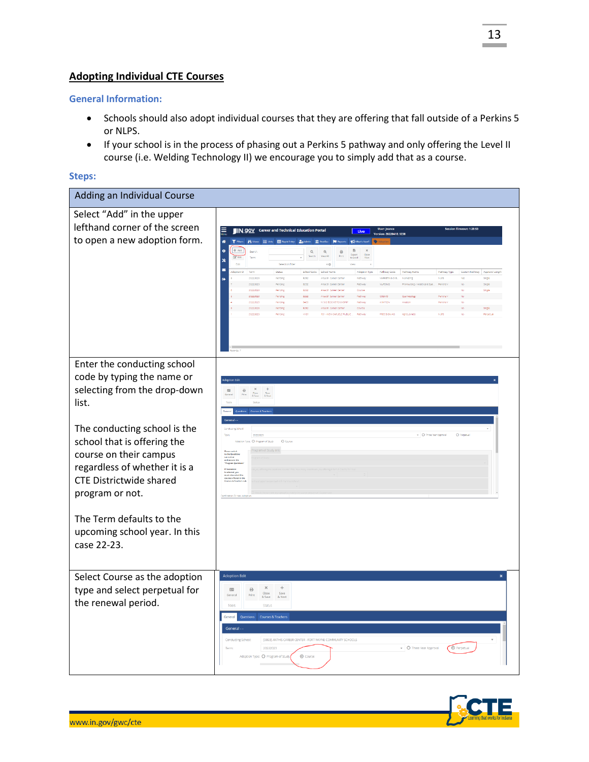## Adopting Individual CTE Courses

### General Information:

- Schools should also adopt individual courses that they are offering that fall outside of a Perkins 5 or NLPS.
- If your school is in the process of phasing out a Perkins 5 pathway and only offering the Level II course (i.e. Welding Technology II) we encourage you to simply add that as a course.

### Steps:

| Adding an Individual Course | |
|---|---|
| Select "Add" in the upper lefthand corner of the screen to open a new adoption form. | |
| Enter the conducting school code by typing the name or selecting from the drop-down list.<br><br>The conducting school is the school that is offering the course on their campus regardless of whether it is a CTE Districtwide shared program or not.<br><br>The Term defaults to the upcoming school year. In this case 22-23. | |
| Select Course as the adoption type and select perpetual for the renewal period. | |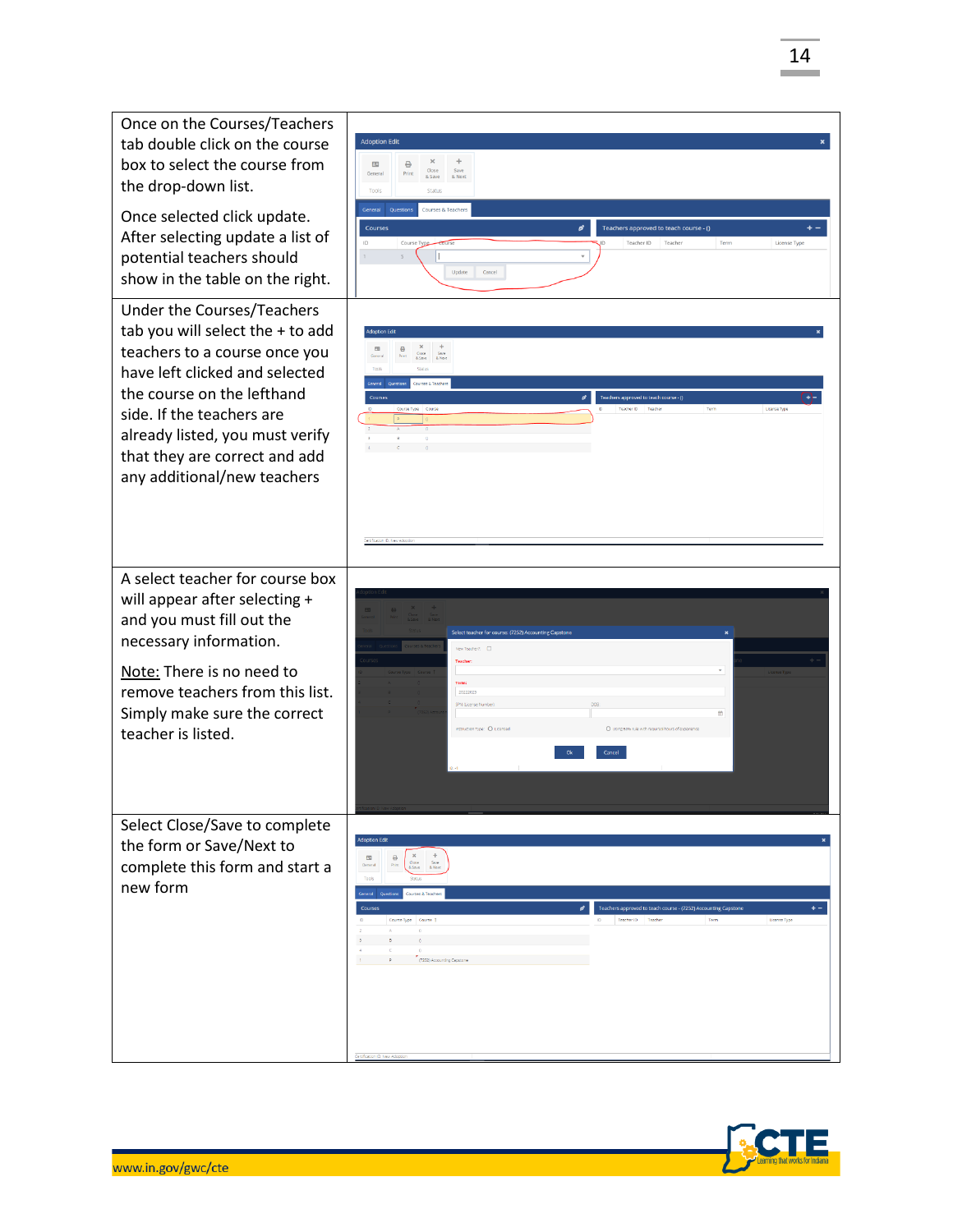| | |
|---|---|
| Once on the Courses/Teachers tab double click on the course box to select the course from the drop-down list.<br><br>Once selected click update. After selecting update a list of potential teachers should show in the table on the right. | |
| Under the Courses/Teachers tab you will select the + to add teachers to a course once you have left clicked and selected the course on the lefthand side. If the teachers are already listed, you must verify that they are correct and add any additional/new teachers | |
| A select teacher for course box will appear after selecting + and you must fill out the necessary information.<br><br>Note: There is no need to remove teachers from this list. Simply make sure the correct teacher is listed. | |
| Select Close/Save to complete the form or Save/Next to complete this form and start a new form | |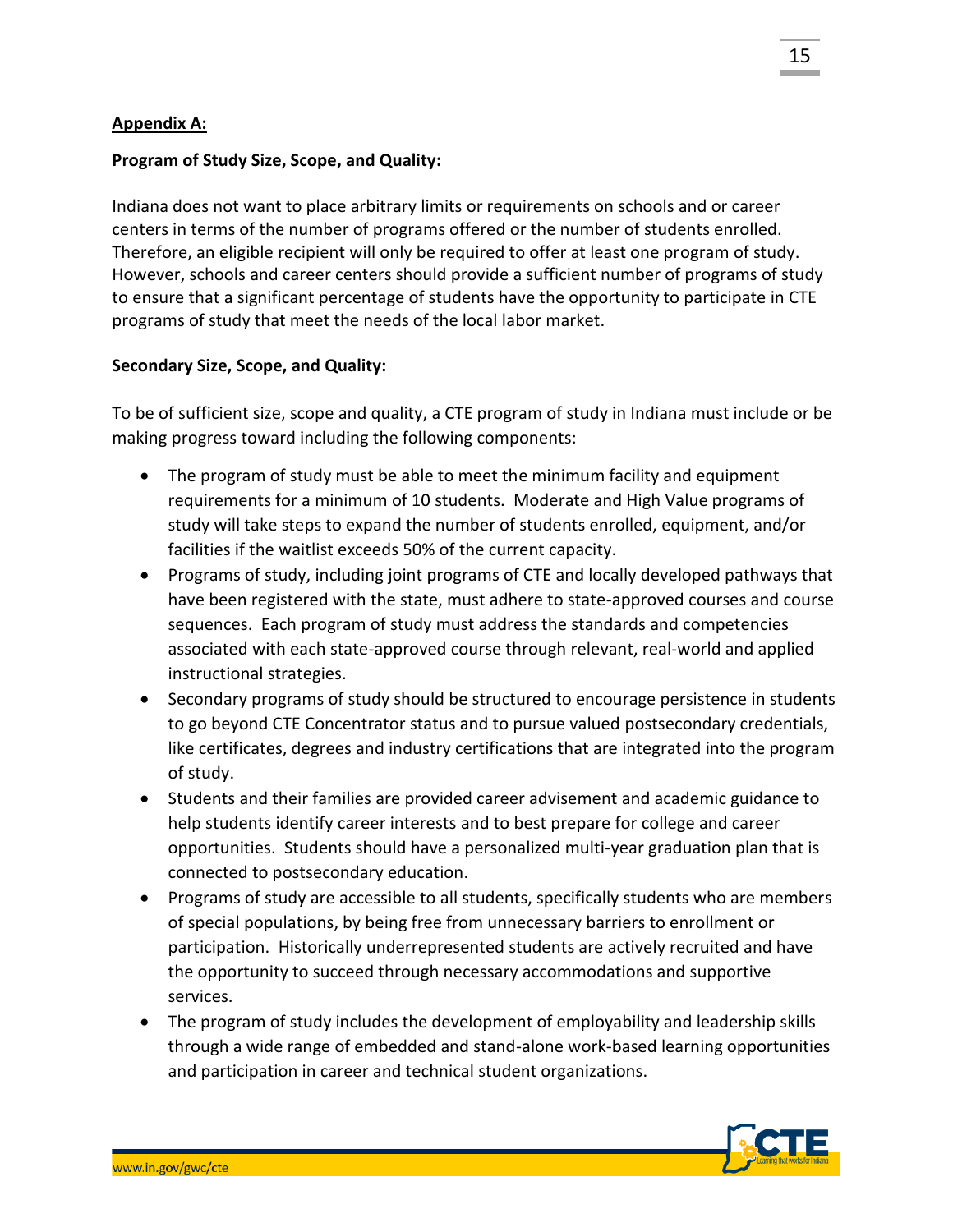**Appendix A:**

**Program of Study Size, Scope, and Quality:**

Indiana does not want to place arbitrary limits or requirements on schools and or career centers in terms of the number of programs offered or the number of students enrolled. Therefore, an eligible recipient will only be required to offer at least one program of study. However, schools and career centers should provide a sufficient number of programs of study to ensure that a significant percentage of students have the opportunity to participate in CTE programs of study that meet the needs of the local labor market.

**Secondary Size, Scope, and Quality:**

To be of sufficient size, scope and quality, a CTE program of study in Indiana must include or be making progress toward including the following components:

- The program of study must be able to meet the minimum facility and equipment requirements for a minimum of 10 students. Moderate and High Value programs of study will take steps to expand the number of students enrolled, equipment, and/or facilities if the waitlist exceeds 50% of the current capacity.
- Programs of study, including joint programs of CTE and locally developed pathways that have been registered with the state, must adhere to state-approved courses and course sequences. Each program of study must address the standards and competencies associated with each state-approved course through relevant, real-world and applied instructional strategies.
- Secondary programs of study should be structured to encourage persistence in students to go beyond CTE Concentrator status and to pursue valued postsecondary credentials, like certificates, degrees and industry certifications that are integrated into the program of study.
- Students and their families are provided career advisement and academic guidance to help students identify career interests and to best prepare for college and career opportunities. Students should have a personalized multi-year graduation plan that is connected to postsecondary education.
- Programs of study are accessible to all students, specifically students who are members of special populations, by being free from unnecessary barriers to enrollment or participation. Historically underrepresented students are actively recruited and have the opportunity to succeed through necessary accommodations and supportive services.
- The program of study includes the development of employability and leadership skills through a wide range of embedded and stand-alone work-based learning opportunities and participation in career and technical student organizations.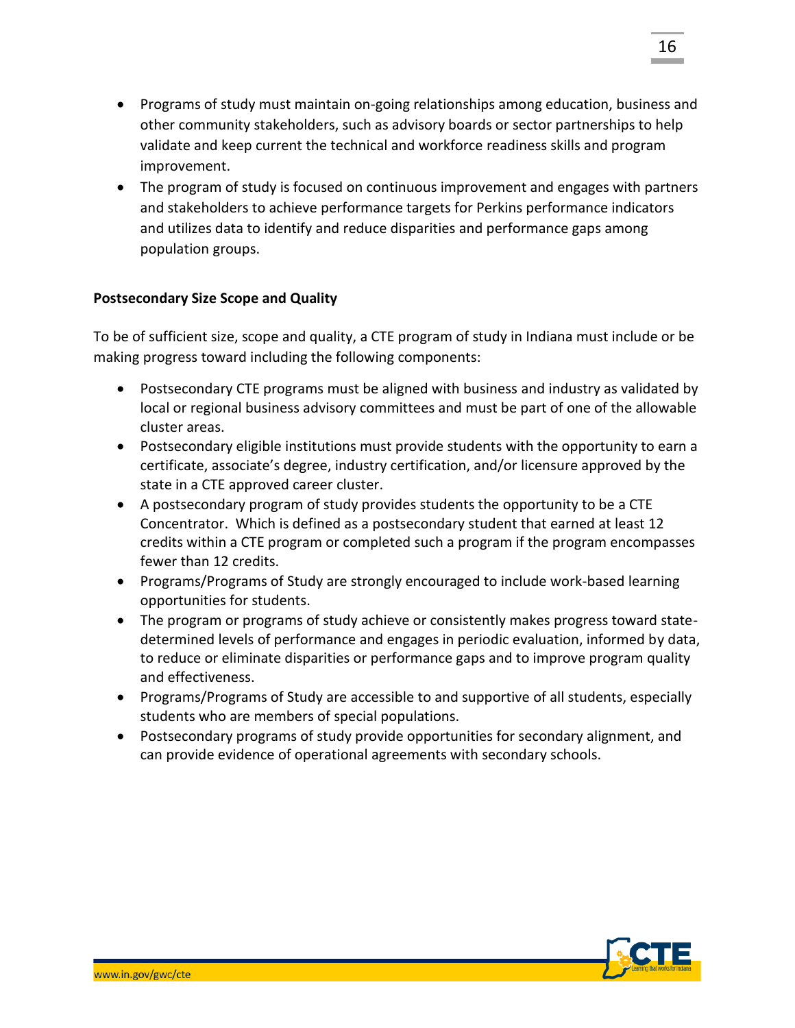- Programs of study must maintain on-going relationships among education, business and other community stakeholders, such as advisory boards or sector partnerships to help validate and keep current the technical and workforce readiness skills and program improvement.
- The program of study is focused on continuous improvement and engages with partners and stakeholders to achieve performance targets for Perkins performance indicators and utilizes data to identify and reduce disparities and performance gaps among population groups.

**Postsecondary Size Scope and Quality**

To be of sufficient size, scope and quality, a CTE program of study in Indiana must include or be making progress toward including the following components:

- Postsecondary CTE programs must be aligned with business and industry as validated by local or regional business advisory committees and must be part of one of the allowable cluster areas.
- Postsecondary eligible institutions must provide students with the opportunity to earn a certificate, associate's degree, industry certification, and/or licensure approved by the state in a CTE approved career cluster.
- A postsecondary program of study provides students the opportunity to be a CTE Concentrator. Which is defined as a postsecondary student that earned at least 12 credits within a CTE program or completed such a program if the program encompasses fewer than 12 credits.
- Programs/Programs of Study are strongly encouraged to include work-based learning opportunities for students.
- The program or programs of study achieve or consistently makes progress toward state-determined levels of performance and engages in periodic evaluation, informed by data, to reduce or eliminate disparities or performance gaps and to improve program quality and effectiveness.
- Programs/Programs of Study are accessible to and supportive of all students, especially students who are members of special populations.
- Postsecondary programs of study provide opportunities for secondary alignment, and can provide evidence of operational agreements with secondary schools.